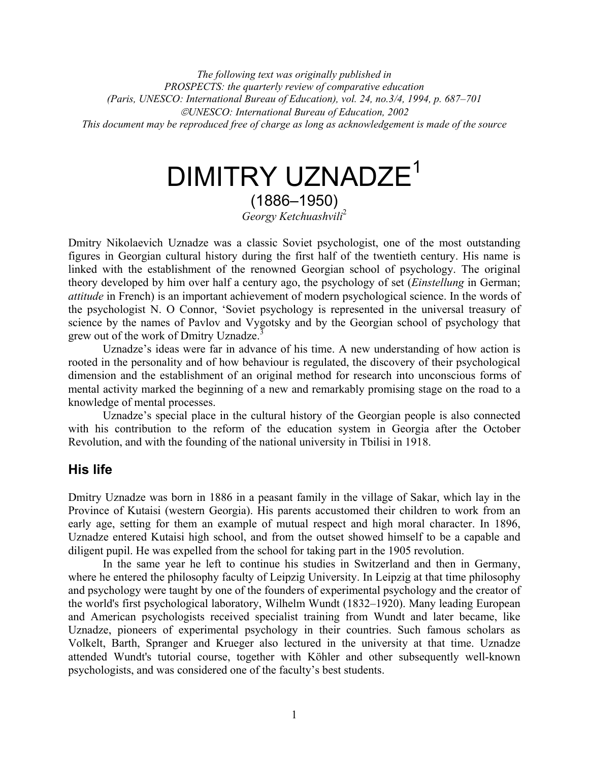*The following text was originally published in*
*PROSPECTS: the quarterly review of comparative education*
*(Paris, UNESCO: International Bureau of Education), vol. 24, no.3/4, 1994, p. 687–701*
*©UNESCO: International Bureau of Education, 2002*
*This document may be reproduced free of charge as long as acknowledgement is made of the source*

# DIMITRY UZNADZE[1]

## (1886–1950)

*Georgy Ketchuashvili*[2]

Dmitry Nikolaevich Uznadze was a classic Soviet psychologist, one of the most outstanding figures in Georgian cultural history during the first half of the twentieth century. His name is linked with the establishment of the renowned Georgian school of psychology. The original theory developed by him over half a century ago, the psychology of set (*Einstellung* in German; *attitude* in French) is an important achievement of modern psychological science. In the words of the psychologist N. O Connor, 'Soviet psychology is represented in the universal treasury of science by the names of Pavlov and Vygotsky and by the Georgian school of psychology that grew out of the work of Dmitry Uznadze.[3]

Uznadze's ideas were far in advance of his time. A new understanding of how action is rooted in the personality and of how behaviour is regulated, the discovery of their psychological dimension and the establishment of an original method for research into unconscious forms of mental activity marked the beginning of a new and remarkably promising stage on the road to a knowledge of mental processes.

Uznadze's special place in the cultural history of the Georgian people is also connected with his contribution to the reform of the education system in Georgia after the October Revolution, and with the founding of the national university in Tbilisi in 1918.

## His life

Dmitry Uznadze was born in 1886 in a peasant family in the village of Sakar, which lay in the Province of Kutaisi (western Georgia). His parents accustomed their children to work from an early age, setting for them an example of mutual respect and high moral character. In 1896, Uznadze entered Kutaisi high school, and from the outset showed himself to be a capable and diligent pupil. He was expelled from the school for taking part in the 1905 revolution.

In the same year he left to continue his studies in Switzerland and then in Germany, where he entered the philosophy faculty of Leipzig University. In Leipzig at that time philosophy and psychology were taught by one of the founders of experimental psychology and the creator of the world's first psychological laboratory, Wilhelm Wundt (1832–1920). Many leading European and American psychologists received specialist training from Wundt and later became, like Uznadze, pioneers of experimental psychology in their countries. Such famous scholars as Volkelt, Barth, Spranger and Krueger also lectured in the university at that time. Uznadze attended Wundt's tutorial course, together with Köhler and other subsequently well-known psychologists, and was considered one of the faculty's best students.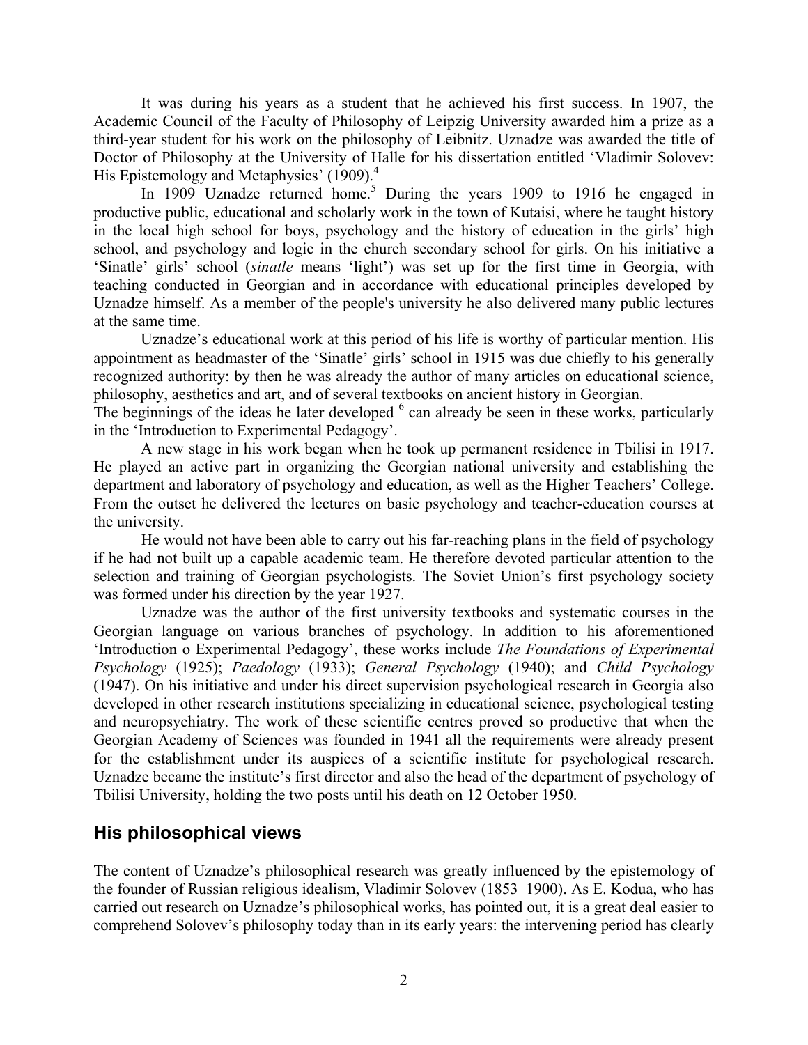It was during his years as a student that he achieved his first success. In 1907, the Academic Council of the Faculty of Philosophy of Leipzig University awarded him a prize as a third-year student for his work on the philosophy of Leibnitz. Uznadze was awarded the title of Doctor of Philosophy at the University of Halle for his dissertation entitled 'Vladimir Solovev: His Epistemology and Metaphysics' (1909).[4]

In 1909 Uznadze returned home.[5] During the years 1909 to 1916 he engaged in productive public, educational and scholarly work in the town of Kutaisi, where he taught history in the local high school for boys, psychology and the history of education in the girls' high school, and psychology and logic in the church secondary school for girls. On his initiative a 'Sinatle' girls' school (*sinatle* means 'light') was set up for the first time in Georgia, with teaching conducted in Georgian and in accordance with educational principles developed by Uznadze himself. As a member of the people's university he also delivered many public lectures at the same time.

Uznadze's educational work at this period of his life is worthy of particular mention. His appointment as headmaster of the 'Sinatle' girls' school in 1915 was due chiefly to his generally recognized authority: by then he was already the author of many articles on educational science, philosophy, aesthetics and art, and of several textbooks on ancient history in Georgian.

The beginnings of the ideas he later developed [6] can already be seen in these works, particularly in the 'Introduction to Experimental Pedagogy'.

A new stage in his work began when he took up permanent residence in Tbilisi in 1917. He played an active part in organizing the Georgian national university and establishing the department and laboratory of psychology and education, as well as the Higher Teachers' College. From the outset he delivered the lectures on basic psychology and teacher-education courses at the university.

He would not have been able to carry out his far-reaching plans in the field of psychology if he had not built up a capable academic team. He therefore devoted particular attention to the selection and training of Georgian psychologists. The Soviet Union's first psychology society was formed under his direction by the year 1927.

Uznadze was the author of the first university textbooks and systematic courses in the Georgian language on various branches of psychology. In addition to his aforementioned 'Introduction o Experimental Pedagogy', these works include *The Foundations of Experimental Psychology* (1925); *Paedology* (1933); *General Psychology* (1940); and *Child Psychology* (1947). On his initiative and under his direct supervision psychological research in Georgia also developed in other research institutions specializing in educational science, psychological testing and neuropsychiatry. The work of these scientific centres proved so productive that when the Georgian Academy of Sciences was founded in 1941 all the requirements were already present for the establishment under its auspices of a scientific institute for psychological research. Uznadze became the institute's first director and also the head of the department of psychology of Tbilisi University, holding the two posts until his death on 12 October 1950.

## His philosophical views

The content of Uznadze's philosophical research was greatly influenced by the epistemology of the founder of Russian religious idealism, Vladimir Solovev (1853–1900). As E. Kodua, who has carried out research on Uznadze's philosophical works, has pointed out, it is a great deal easier to comprehend Solovev's philosophy today than in its early years: the intervening period has clearly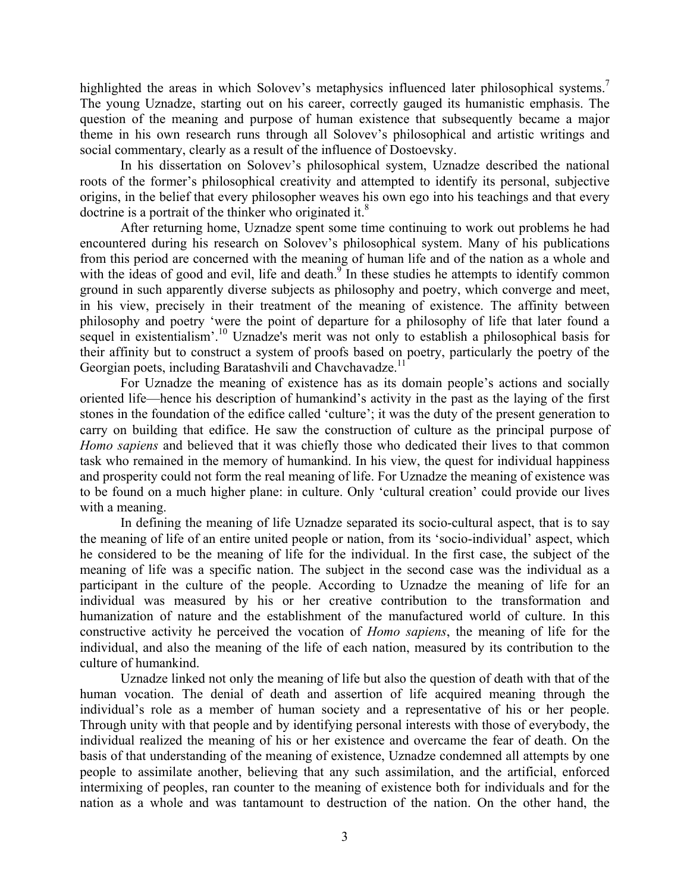highlighted the areas in which Solovev's metaphysics influenced later philosophical systems.[7] The young Uznadze, starting out on his career, correctly gauged its humanistic emphasis. The question of the meaning and purpose of human existence that subsequently became a major theme in his own research runs through all Solovev's philosophical and artistic writings and social commentary, clearly as a result of the influence of Dostoevsky.

In his dissertation on Solovev's philosophical system, Uznadze described the national roots of the former's philosophical creativity and attempted to identify its personal, subjective origins, in the belief that every philosopher weaves his own ego into his teachings and that every doctrine is a portrait of the thinker who originated it.[8]

After returning home, Uznadze spent some time continuing to work out problems he had encountered during his research on Solovev's philosophical system. Many of his publications from this period are concerned with the meaning of human life and of the nation as a whole and with the ideas of good and evil, life and death.[9] In these studies he attempts to identify common ground in such apparently diverse subjects as philosophy and poetry, which converge and meet, in his view, precisely in their treatment of the meaning of existence. The affinity between philosophy and poetry 'were the point of departure for a philosophy of life that later found a sequel in existentialism'.[10] Uznadze's merit was not only to establish a philosophical basis for their affinity but to construct a system of proofs based on poetry, particularly the poetry of the Georgian poets, including Baratashvili and Chavchavadze.[11]

For Uznadze the meaning of existence has as its domain people's actions and socially oriented life—hence his description of humankind's activity in the past as the laying of the first stones in the foundation of the edifice called 'culture'; it was the duty of the present generation to carry on building that edifice. He saw the construction of culture as the principal purpose of *Homo sapiens* and believed that it was chiefly those who dedicated their lives to that common task who remained in the memory of humankind. In his view, the quest for individual happiness and prosperity could not form the real meaning of life. For Uznadze the meaning of existence was to be found on a much higher plane: in culture. Only 'cultural creation' could provide our lives with a meaning.

In defining the meaning of life Uznadze separated its socio-cultural aspect, that is to say the meaning of life of an entire united people or nation, from its 'socio-individual' aspect, which he considered to be the meaning of life for the individual. In the first case, the subject of the meaning of life was a specific nation. The subject in the second case was the individual as a participant in the culture of the people. According to Uznadze the meaning of life for an individual was measured by his or her creative contribution to the transformation and humanization of nature and the establishment of the manufactured world of culture. In this constructive activity he perceived the vocation of *Homo sapiens*, the meaning of life for the individual, and also the meaning of the life of each nation, measured by its contribution to the culture of humankind.

Uznadze linked not only the meaning of life but also the question of death with that of the human vocation. The denial of death and assertion of life acquired meaning through the individual's role as a member of human society and a representative of his or her people. Through unity with that people and by identifying personal interests with those of everybody, the individual realized the meaning of his or her existence and overcame the fear of death. On the basis of that understanding of the meaning of existence, Uznadze condemned all attempts by one people to assimilate another, believing that any such assimilation, and the artificial, enforced intermixing of peoples, ran counter to the meaning of existence both for individuals and for the nation as a whole and was tantamount to destruction of the nation. On the other hand, the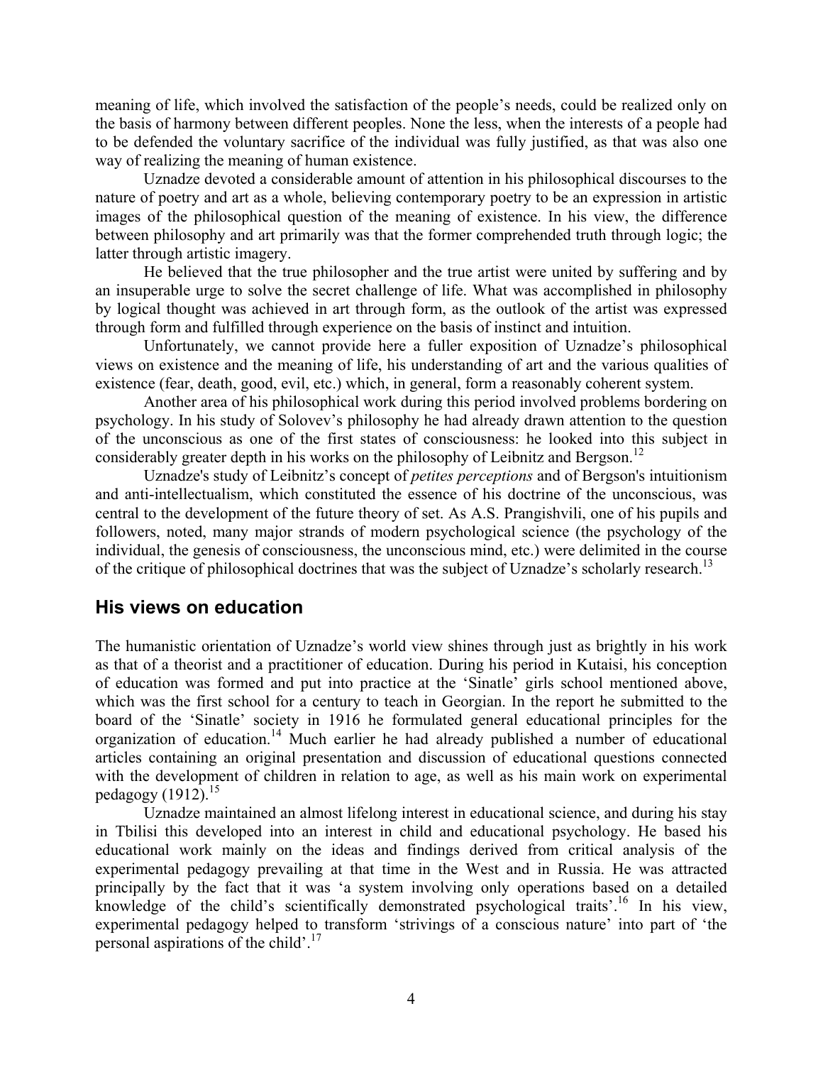meaning of life, which involved the satisfaction of the people's needs, could be realized only on the basis of harmony between different peoples. None the less, when the interests of a people had to be defended the voluntary sacrifice of the individual was fully justified, as that was also one way of realizing the meaning of human existence.

Uznadze devoted a considerable amount of attention in his philosophical discourses to the nature of poetry and art as a whole, believing contemporary poetry to be an expression in artistic images of the philosophical question of the meaning of existence. In his view, the difference between philosophy and art primarily was that the former comprehended truth through logic; the latter through artistic imagery.

He believed that the true philosopher and the true artist were united by suffering and by an insuperable urge to solve the secret challenge of life. What was accomplished in philosophy by logical thought was achieved in art through form, as the outlook of the artist was expressed through form and fulfilled through experience on the basis of instinct and intuition.

Unfortunately, we cannot provide here a fuller exposition of Uznadze's philosophical views on existence and the meaning of life, his understanding of art and the various qualities of existence (fear, death, good, evil, etc.) which, in general, form a reasonably coherent system.

Another area of his philosophical work during this period involved problems bordering on psychology. In his study of Solovev's philosophy he had already drawn attention to the question of the unconscious as one of the first states of consciousness: he looked into this subject in considerably greater depth in his works on the philosophy of Leibnitz and Bergson.[12]

Uznadze's study of Leibnitz's concept of *petites perceptions* and of Bergson's intuitionism and anti-intellectualism, which constituted the essence of his doctrine of the unconscious, was central to the development of the future theory of set. As A.S. Prangishvili, one of his pupils and followers, noted, many major strands of modern psychological science (the psychology of the individual, the genesis of consciousness, the unconscious mind, etc.) were delimited in the course of the critique of philosophical doctrines that was the subject of Uznadze's scholarly research.[13]

## His views on education

The humanistic orientation of Uznadze's world view shines through just as brightly in his work as that of a theorist and a practitioner of education. During his period in Kutaisi, his conception of education was formed and put into practice at the 'Sinatle' girls school mentioned above, which was the first school for a century to teach in Georgian. In the report he submitted to the board of the 'Sinatle' society in 1916 he formulated general educational principles for the organization of education.[14] Much earlier he had already published a number of educational articles containing an original presentation and discussion of educational questions connected with the development of children in relation to age, as well as his main work on experimental pedagogy (1912).[15]

Uznadze maintained an almost lifelong interest in educational science, and during his stay in Tbilisi this developed into an interest in child and educational psychology. He based his educational work mainly on the ideas and findings derived from critical analysis of the experimental pedagogy prevailing at that time in the West and in Russia. He was attracted principally by the fact that it was 'a system involving only operations based on a detailed knowledge of the child's scientifically demonstrated psychological traits'.[16] In his view, experimental pedagogy helped to transform 'strivings of a conscious nature' into part of 'the personal aspirations of the child'.[17]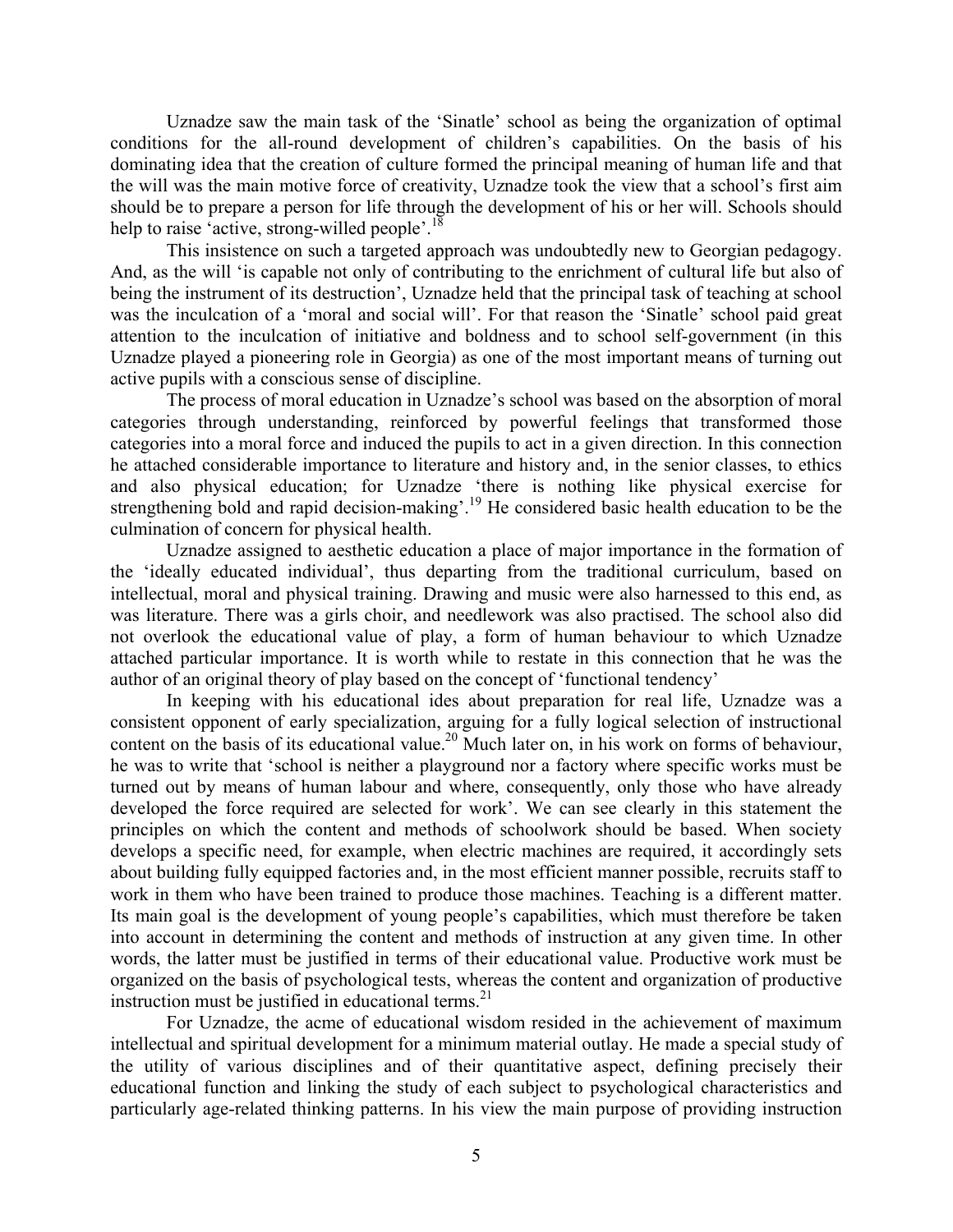Uznadze saw the main task of the 'Sinatle' school as being the organization of optimal conditions for the all-round development of children's capabilities. On the basis of his dominating idea that the creation of culture formed the principal meaning of human life and that the will was the main motive force of creativity, Uznadze took the view that a school's first aim should be to prepare a person for life through the development of his or her will. Schools should help to raise 'active, strong-willed people'.[18]

This insistence on such a targeted approach was undoubtedly new to Georgian pedagogy. And, as the will 'is capable not only of contributing to the enrichment of cultural life but also of being the instrument of its destruction', Uznadze held that the principal task of teaching at school was the inculcation of a 'moral and social will'. For that reason the 'Sinatle' school paid great attention to the inculcation of initiative and boldness and to school self-government (in this Uznadze played a pioneering role in Georgia) as one of the most important means of turning out active pupils with a conscious sense of discipline.

The process of moral education in Uznadze's school was based on the absorption of moral categories through understanding, reinforced by powerful feelings that transformed those categories into a moral force and induced the pupils to act in a given direction. In this connection he attached considerable importance to literature and history and, in the senior classes, to ethics and also physical education; for Uznadze 'there is nothing like physical exercise for strengthening bold and rapid decision-making'.[19] He considered basic health education to be the culmination of concern for physical health.

Uznadze assigned to aesthetic education a place of major importance in the formation of the 'ideally educated individual', thus departing from the traditional curriculum, based on intellectual, moral and physical training. Drawing and music were also harnessed to this end, as was literature. There was a girls choir, and needlework was also practised. The school also did not overlook the educational value of play, a form of human behaviour to which Uznadze attached particular importance. It is worth while to restate in this connection that he was the author of an original theory of play based on the concept of 'functional tendency'

In keeping with his educational ides about preparation for real life, Uznadze was a consistent opponent of early specialization, arguing for a fully logical selection of instructional content on the basis of its educational value.[20] Much later on, in his work on forms of behaviour, he was to write that 'school is neither a playground nor a factory where specific works must be turned out by means of human labour and where, consequently, only those who have already developed the force required are selected for work'. We can see clearly in this statement the principles on which the content and methods of schoolwork should be based. When society develops a specific need, for example, when electric machines are required, it accordingly sets about building fully equipped factories and, in the most efficient manner possible, recruits staff to work in them who have been trained to produce those machines. Teaching is a different matter. Its main goal is the development of young people's capabilities, which must therefore be taken into account in determining the content and methods of instruction at any given time. In other words, the latter must be justified in terms of their educational value. Productive work must be organized on the basis of psychological tests, whereas the content and organization of productive instruction must be justified in educational terms.[21]

For Uznadze, the acme of educational wisdom resided in the achievement of maximum intellectual and spiritual development for a minimum material outlay. He made a special study of the utility of various disciplines and of their quantitative aspect, defining precisely their educational function and linking the study of each subject to psychological characteristics and particularly age-related thinking patterns. In his view the main purpose of providing instruction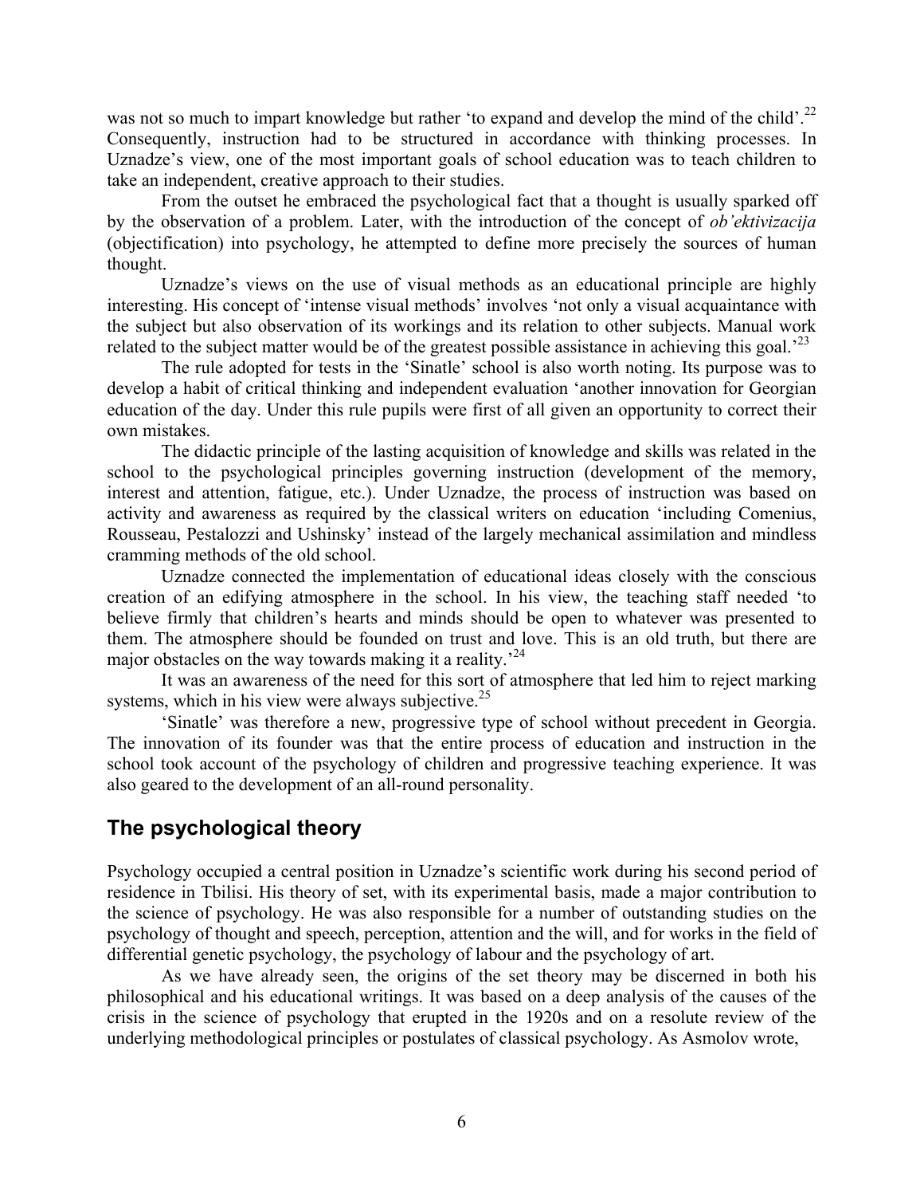was not so much to impart knowledge but rather 'to expand and develop the mind of the child'.[22] Consequently, instruction had to be structured in accordance with thinking processes. In Uznadze's view, one of the most important goals of school education was to teach children to take an independent, creative approach to their studies.

From the outset he embraced the psychological fact that a thought is usually sparked off by the observation of a problem. Later, with the introduction of the concept of *ob'ektivizacija* (objectification) into psychology, he attempted to define more precisely the sources of human thought.

Uznadze's views on the use of visual methods as an educational principle are highly interesting. His concept of 'intense visual methods' involves 'not only a visual acquaintance with the subject but also observation of its workings and its relation to other subjects. Manual work related to the subject matter would be of the greatest possible assistance in achieving this goal.'[23]

The rule adopted for tests in the 'Sinatle' school is also worth noting. Its purpose was to develop a habit of critical thinking and independent evaluation 'another innovation for Georgian education of the day. Under this rule pupils were first of all given an opportunity to correct their own mistakes.

The didactic principle of the lasting acquisition of knowledge and skills was related in the school to the psychological principles governing instruction (development of the memory, interest and attention, fatigue, etc.). Under Uznadze, the process of instruction was based on activity and awareness as required by the classical writers on education 'including Comenius, Rousseau, Pestalozzi and Ushinsky' instead of the largely mechanical assimilation and mindless cramming methods of the old school.

Uznadze connected the implementation of educational ideas closely with the conscious creation of an edifying atmosphere in the school. In his view, the teaching staff needed 'to believe firmly that children's hearts and minds should be open to whatever was presented to them. The atmosphere should be founded on trust and love. This is an old truth, but there are major obstacles on the way towards making it a reality.'[24]

It was an awareness of the need for this sort of atmosphere that led him to reject marking systems, which in his view were always subjective.[25]

'Sinatle' was therefore a new, progressive type of school without precedent in Georgia. The innovation of its founder was that the entire process of education and instruction in the school took account of the psychology of children and progressive teaching experience. It was also geared to the development of an all-round personality.

## The psychological theory

Psychology occupied a central position in Uznadze's scientific work during his second period of residence in Tbilisi. His theory of set, with its experimental basis, made a major contribution to the science of psychology. He was also responsible for a number of outstanding studies on the psychology of thought and speech, perception, attention and the will, and for works in the field of differential genetic psychology, the psychology of labour and the psychology of art.

As we have already seen, the origins of the set theory may be discerned in both his philosophical and his educational writings. It was based on a deep analysis of the causes of the crisis in the science of psychology that erupted in the 1920s and on a resolute review of the underlying methodological principles or postulates of classical psychology. As Asmolov wrote,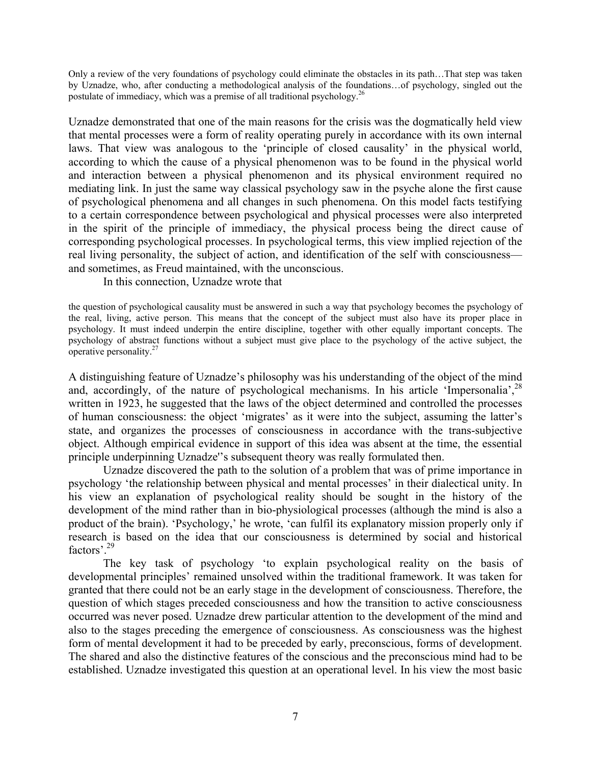> Only a review of the very foundations of psychology could eliminate the obstacles in its path…That step was taken by Uznadze, who, after conducting a methodological analysis of the foundations…of psychology, singled out the postulate of immediacy, which was a premise of all traditional psychology.[26]

Uznadze demonstrated that one of the main reasons for the crisis was the dogmatically held view that mental processes were a form of reality operating purely in accordance with its own internal laws. That view was analogous to the 'principle of closed causality' in the physical world, according to which the cause of a physical phenomenon was to be found in the physical world and interaction between a physical phenomenon and its physical environment required no mediating link. In just the same way classical psychology saw in the psyche alone the first cause of psychological phenomena and all changes in such phenomena. On this model facts testifying to a certain correspondence between psychological and physical processes were also interpreted in the spirit of the principle of immediacy, the physical process being the direct cause of corresponding psychological processes. In psychological terms, this view implied rejection of the real living personality, the subject of action, and identification of the self with consciousness—and sometimes, as Freud maintained, with the unconscious.

In this connection, Uznadze wrote that

> the question of psychological causality must be answered in such a way that psychology becomes the psychology of the real, living, active person. This means that the concept of the subject must also have its proper place in psychology. It must indeed underpin the entire discipline, together with other equally important concepts. The psychology of abstract functions without a subject must give place to the psychology of the active subject, the operative personality.[27]

A distinguishing feature of Uznadze's philosophy was his understanding of the object of the mind and, accordingly, of the nature of psychological mechanisms. In his article 'Impersonalia',[28] written in 1923, he suggested that the laws of the object determined and controlled the processes of human consciousness: the object 'migrates' as it were into the subject, assuming the latter's state, and organizes the processes of consciousness in accordance with the trans-subjective object. Although empirical evidence in support of this idea was absent at the time, the essential principle underpinning Uznadze''s subsequent theory was really formulated then.

Uznadze discovered the path to the solution of a problem that was of prime importance in psychology 'the relationship between physical and mental processes' in their dialectical unity. In his view an explanation of psychological reality should be sought in the history of the development of the mind rather than in bio-physiological processes (although the mind is also a product of the brain). 'Psychology,' he wrote, 'can fulfil its explanatory mission properly only if research is based on the idea that our consciousness is determined by social and historical factors'.[29]

The key task of psychology 'to explain psychological reality on the basis of developmental principles' remained unsolved within the traditional framework. It was taken for granted that there could not be an early stage in the development of consciousness. Therefore, the question of which stages preceded consciousness and how the transition to active consciousness occurred was never posed. Uznadze drew particular attention to the development of the mind and also to the stages preceding the emergence of consciousness. As consciousness was the highest form of mental development it had to be preceded by early, preconscious, forms of development. The shared and also the distinctive features of the conscious and the preconscious mind had to be established. Uznadze investigated this question at an operational level. In his view the most basic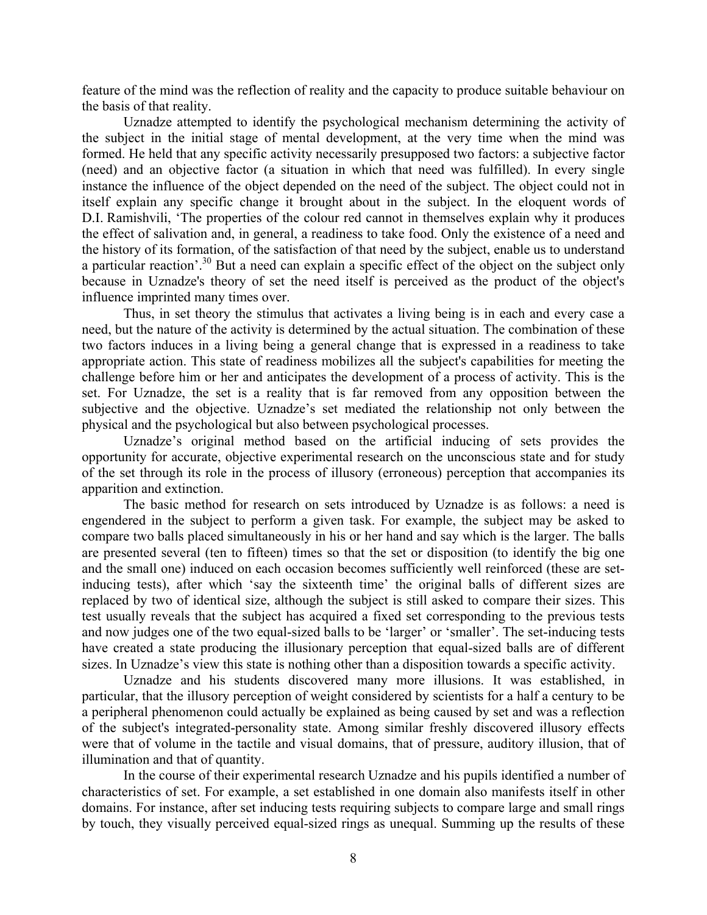feature of the mind was the reflection of reality and the capacity to produce suitable behaviour on the basis of that reality.

Uznadze attempted to identify the psychological mechanism determining the activity of the subject in the initial stage of mental development, at the very time when the mind was formed. He held that any specific activity necessarily presupposed two factors: a subjective factor (need) and an objective factor (a situation in which that need was fulfilled). In every single instance the influence of the object depended on the need of the subject. The object could not in itself explain any specific change it brought about in the subject. In the eloquent words of D.I. Ramishvili, 'The properties of the colour red cannot in themselves explain why it produces the effect of salivation and, in general, a readiness to take food. Only the existence of a need and the history of its formation, of the satisfaction of that need by the subject, enable us to understand a particular reaction'.[30] But a need can explain a specific effect of the object on the subject only because in Uznadze's theory of set the need itself is perceived as the product of the object's influence imprinted many times over.

Thus, in set theory the stimulus that activates a living being is in each and every case a need, but the nature of the activity is determined by the actual situation. The combination of these two factors induces in a living being a general change that is expressed in a readiness to take appropriate action. This state of readiness mobilizes all the subject's capabilities for meeting the challenge before him or her and anticipates the development of a process of activity. This is the set. For Uznadze, the set is a reality that is far removed from any opposition between the subjective and the objective. Uznadze's set mediated the relationship not only between the physical and the psychological but also between psychological processes.

Uznadze's original method based on the artificial inducing of sets provides the opportunity for accurate, objective experimental research on the unconscious state and for study of the set through its role in the process of illusory (erroneous) perception that accompanies its apparition and extinction.

The basic method for research on sets introduced by Uznadze is as follows: a need is engendered in the subject to perform a given task. For example, the subject may be asked to compare two balls placed simultaneously in his or her hand and say which is the larger. The balls are presented several (ten to fifteen) times so that the set or disposition (to identify the big one and the small one) induced on each occasion becomes sufficiently well reinforced (these are set-inducing tests), after which 'say the sixteenth time' the original balls of different sizes are replaced by two of identical size, although the subject is still asked to compare their sizes. This test usually reveals that the subject has acquired a fixed set corresponding to the previous tests and now judges one of the two equal-sized balls to be 'larger' or 'smaller'. The set-inducing tests have created a state producing the illusionary perception that equal-sized balls are of different sizes. In Uznadze's view this state is nothing other than a disposition towards a specific activity.

Uznadze and his students discovered many more illusions. It was established, in particular, that the illusory perception of weight considered by scientists for a half a century to be a peripheral phenomenon could actually be explained as being caused by set and was a reflection of the subject's integrated-personality state. Among similar freshly discovered illusory effects were that of volume in the tactile and visual domains, that of pressure, auditory illusion, that of illumination and that of quantity.

In the course of their experimental research Uznadze and his pupils identified a number of characteristics of set. For example, a set established in one domain also manifests itself in other domains. For instance, after set inducing tests requiring subjects to compare large and small rings by touch, they visually perceived equal-sized rings as unequal. Summing up the results of these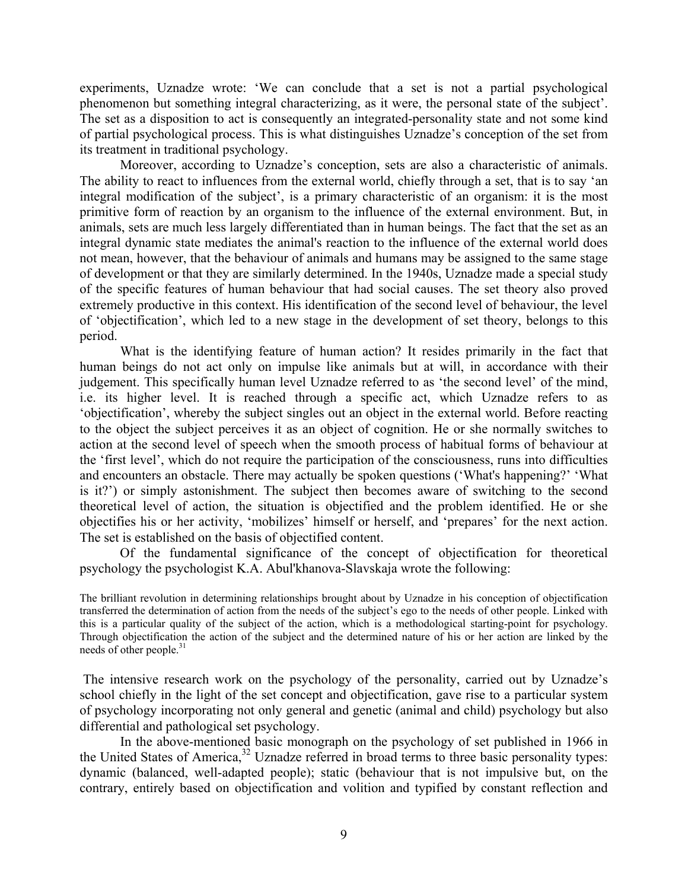experiments, Uznadze wrote: 'We can conclude that a set is not a partial psychological phenomenon but something integral characterizing, as it were, the personal state of the subject'. The set as a disposition to act is consequently an integrated-personality state and not some kind of partial psychological process. This is what distinguishes Uznadze's conception of the set from its treatment in traditional psychology.

Moreover, according to Uznadze's conception, sets are also a characteristic of animals. The ability to react to influences from the external world, chiefly through a set, that is to say 'an integral modification of the subject', is a primary characteristic of an organism: it is the most primitive form of reaction by an organism to the influence of the external environment. But, in animals, sets are much less largely differentiated than in human beings. The fact that the set as an integral dynamic state mediates the animal's reaction to the influence of the external world does not mean, however, that the behaviour of animals and humans may be assigned to the same stage of development or that they are similarly determined. In the 1940s, Uznadze made a special study of the specific features of human behaviour that had social causes. The set theory also proved extremely productive in this context. His identification of the second level of behaviour, the level of 'objectification', which led to a new stage in the development of set theory, belongs to this period.

What is the identifying feature of human action? It resides primarily in the fact that human beings do not act only on impulse like animals but at will, in accordance with their judgement. This specifically human level Uznadze referred to as 'the second level' of the mind, i.e. its higher level. It is reached through a specific act, which Uznadze refers to as 'objectification', whereby the subject singles out an object in the external world. Before reacting to the object the subject perceives it as an object of cognition. He or she normally switches to action at the second level of speech when the smooth process of habitual forms of behaviour at the 'first level', which do not require the participation of the consciousness, runs into difficulties and encounters an obstacle. There may actually be spoken questions ('What's happening?' 'What is it?') or simply astonishment. The subject then becomes aware of switching to the second theoretical level of action, the situation is objectified and the problem identified. He or she objectifies his or her activity, 'mobilizes' himself or herself, and 'prepares' for the next action. The set is established on the basis of objectified content.

Of the fundamental significance of the concept of objectification for theoretical psychology the psychologist K.A. Abul'khanova-Slavskaja wrote the following:

> The brilliant revolution in determining relationships brought about by Uznadze in his conception of objectification transferred the determination of action from the needs of the subject's ego to the needs of other people. Linked with this is a particular quality of the subject of the action, which is a methodological starting-point for psychology. Through objectification the action of the subject and the determined nature of his or her action are linked by the needs of other people.[31]

The intensive research work on the psychology of the personality, carried out by Uznadze's school chiefly in the light of the set concept and objectification, gave rise to a particular system of psychology incorporating not only general and genetic (animal and child) psychology but also differential and pathological set psychology.

In the above-mentioned basic monograph on the psychology of set published in 1966 in the United States of America,[32] Uznadze referred in broad terms to three basic personality types: dynamic (balanced, well-adapted people); static (behaviour that is not impulsive but, on the contrary, entirely based on objectification and volition and typified by constant reflection and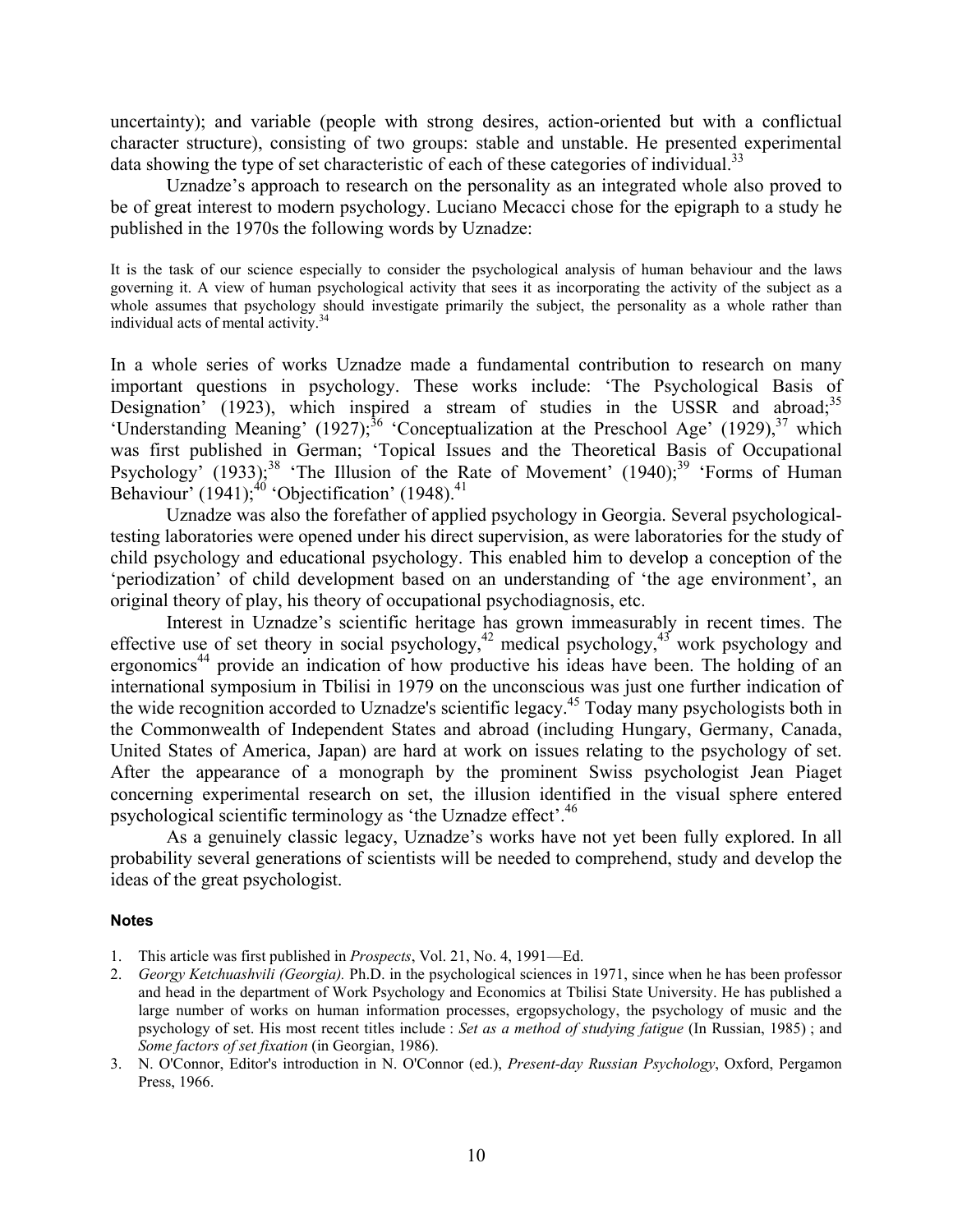uncertainty); and variable (people with strong desires, action-oriented but with a conflictual character structure), consisting of two groups: stable and unstable. He presented experimental data showing the type of set characteristic of each of these categories of individual.[33]

Uznadze's approach to research on the personality as an integrated whole also proved to be of great interest to modern psychology. Luciano Mecacci chose for the epigraph to a study he published in the 1970s the following words by Uznadze:

> It is the task of our science especially to consider the psychological analysis of human behaviour and the laws governing it. A view of human psychological activity that sees it as incorporating the activity of the subject as a whole assumes that psychology should investigate primarily the subject, the personality as a whole rather than individual acts of mental activity.[34]

In a whole series of works Uznadze made a fundamental contribution to research on many important questions in psychology. These works include: 'The Psychological Basis of Designation' (1923), which inspired a stream of studies in the USSR and abroad;[35] 'Understanding Meaning' (1927);[36] 'Conceptualization at the Preschool Age' (1929),[37] which was first published in German; 'Topical Issues and the Theoretical Basis of Occupational Psychology' (1933);[38] 'The Illusion of the Rate of Movement' (1940);[39] 'Forms of Human Behaviour' (1941);[40] 'Objectification' (1948).[41]

Uznadze was also the forefather of applied psychology in Georgia. Several psychological-testing laboratories were opened under his direct supervision, as were laboratories for the study of child psychology and educational psychology. This enabled him to develop a conception of the 'periodization' of child development based on an understanding of 'the age environment', an original theory of play, his theory of occupational psychodiagnosis, etc.

Interest in Uznadze's scientific heritage has grown immeasurably in recent times. The effective use of set theory in social psychology,[42] medical psychology,[43] work psychology and ergonomics[44] provide an indication of how productive his ideas have been. The holding of an international symposium in Tbilisi in 1979 on the unconscious was just one further indication of the wide recognition accorded to Uznadze's scientific legacy.[45] Today many psychologists both in the Commonwealth of Independent States and abroad (including Hungary, Germany, Canada, United States of America, Japan) are hard at work on issues relating to the psychology of set. After the appearance of a monograph by the prominent Swiss psychologist Jean Piaget concerning experimental research on set, the illusion identified in the visual sphere entered psychological scientific terminology as 'the Uznadze effect'.[46]

As a genuinely classic legacy, Uznadze's works have not yet been fully explored. In all probability several generations of scientists will be needed to comprehend, study and develop the ideas of the great psychologist.

#### Notes

1. This article was first published in *Prospects*, Vol. 21, No. 4, 1991—Ed.
2. *Georgy Ketchuashvili (Georgia).* Ph.D. in the psychological sciences in 1971, since when he has been professor and head in the department of Work Psychology and Economics at Tbilisi State University. He has published a large number of works on human information processes, ergopsychology, the psychology of music and the psychology of set. His most recent titles include : *Set as a method of studying fatigue* (In Russian, 1985) ; and *Some factors of set fixation* (in Georgian, 1986).
3. N. O'Connor, Editor's introduction in N. O'Connor (ed.), *Present-day Russian Psychology*, Oxford, Pergamon Press, 1966.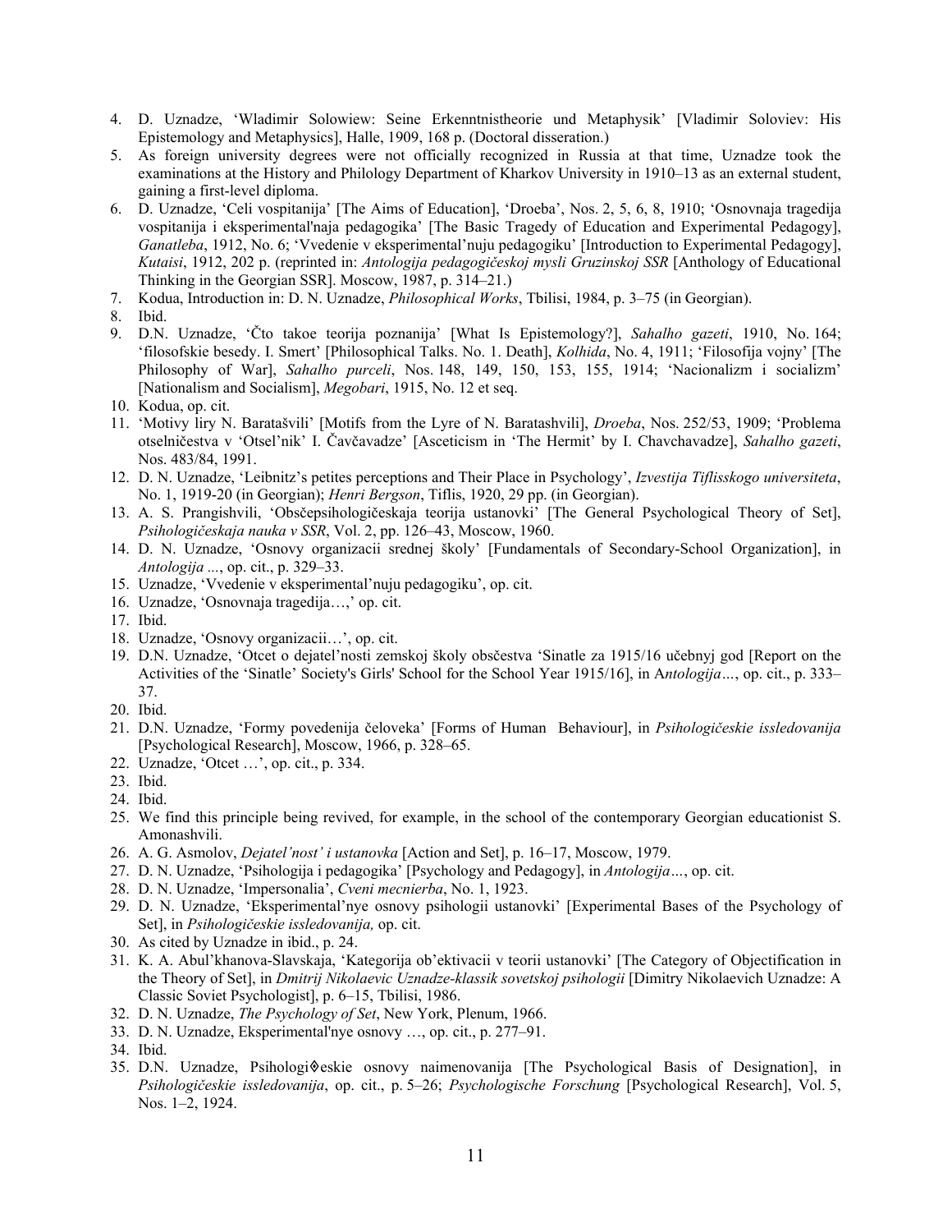4. D. Uznadze, 'Wladimir Solowiew: Seine Erkenntnistheorie und Metaphysik' [Vladimir Soloviev: His Epistemology and Metaphysics], Halle, 1909, 168 p. (Doctoral disseration.)
5. As foreign university degrees were not officially recognized in Russia at that time, Uznadze took the examinations at the History and Philology Department of Kharkov University in 1910–13 as an external student, gaining a first-level diploma.
6. D. Uznadze, 'Celi vospitanija' [The Aims of Education], 'Droeba', Nos. 2, 5, 6, 8, 1910; 'Osnovnaja tragedija vospitanija i eksperimental'naja pedagogika' [The Basic Tragedy of Education and Experimental Pedagogy], *Ganatleba*, 1912, No. 6; 'Vvedenie v eksperimental'nuju pedagogiku' [Introduction to Experimental Pedagogy], *Kutaisi*, 1912, 202 p. (reprinted in: *Antologija pedagogičeskoj mysli Gruzinskoj SSR* [Anthology of Educational Thinking in the Georgian SSR]. Moscow, 1987, p. 314–21.)
7. Kodua, Introduction in: D. N. Uznadze, *Philosophical Works*, Tbilisi, 1984, p. 3–75 (in Georgian).
8. Ibid.
9. D.N. Uznadze, 'Čto takoe teorija poznanija' [What Is Epistemology?], *Sahalho gazeti*, 1910, No. 164; 'filosofskie besedy. I. Smert' [Philosophical Talks. No. 1. Death], *Kolhida*, No. 4, 1911; 'Filosofija vojny' [The Philosophy of War], *Sahalho purceli*, Nos. 148, 149, 150, 153, 155, 1914; 'Nacionalizm i socializm' [Nationalism and Socialism], *Megobari*, 1915, No. 12 et seq.
10. Kodua, op. cit.
11. 'Motivy liry N. Baratašvili' [Motifs from the Lyre of N. Baratashvili], *Droeba*, Nos. 252/53, 1909; 'Problema otselničestva v 'Otsel'nik' I. Čavčavadze' [Asceticism in 'The Hermit' by I. Chavchavadze], *Sahalho gazeti*, Nos. 483/84, 1991.
12. D. N. Uznadze, 'Leibnitz's petites perceptions and Their Place in Psychology', *Izvestija Tiflisskogo universiteta*, No. 1, 1919-20 (in Georgian); *Henri Bergson*, Tiflis, 1920, 29 pp. (in Georgian).
13. A. S. Prangishvili, 'Obsčepsihologičeskaja teorija ustanovki' [The General Psychological Theory of Set], *Psihologičeskaja nauka v SSR*, Vol. 2, pp. 126–43, Moscow, 1960.
14. D. N. Uznadze, 'Osnovy organizacii srednej školy' [Fundamentals of Secondary-School Organization], in *Antologija ...*, op. cit., p. 329–33.
15. Uznadze, 'Vvedenie v eksperimental'nuju pedagogiku', op. cit.
16. Uznadze, 'Osnovnaja tragedija…,' op. cit.
17. Ibid.
18. Uznadze, 'Osnovy organizacii…', op. cit.
19. D.N. Uznadze, 'Otcet o dejatel'nosti zemskoj školy obsčestva 'Sinatle za 1915/16 učebnyj god [Report on the Activities of the 'Sinatle' Society's Girls' School for the School Year 1915/16], in A*ntologija…*, op. cit., p. 333–37.
20. Ibid.
21. D.N. Uznadze, 'Formy povedenija čeloveka' [Forms of Human Behaviour], in *Psihologičeskie issledovanija* [Psychological Research], Moscow, 1966, p. 328–65.
22. Uznadze, 'Otcet …', op. cit., p. 334.
23. Ibid.
24. Ibid.
25. We find this principle being revived, for example, in the school of the contemporary Georgian educationist S. Amonashvili.
26. A. G. Asmolov, *Dejatel'nost' i ustanovka* [Action and Set], p. 16–17, Moscow, 1979.
27. D. N. Uznadze, 'Psihologija i pedagogika' [Psychology and Pedagogy], in *Antologija…*, op. cit.
28. D. N. Uznadze, 'Impersonalia', *Cveni mecnierba*, No. 1, 1923.
29. D. N. Uznadze, 'Eksperimental'nye osnovy psihologii ustanovki' [Experimental Bases of the Psychology of Set], in *Psihologičeskie issledovanija,* op. cit.
30. As cited by Uznadze in ibid., p. 24.
31. K. A. Abul'khanova-Slavskaja, 'Kategorija ob'ektivacii v teorii ustanovki' [The Category of Objectification in the Theory of Set], in *Dmitrij Nikolaevic Uznadze-klassik sovetskoj psihologii* [Dimitry Nikolaevich Uznadze: A Classic Soviet Psychologist], p. 6–15, Tbilisi, 1986.
32. D. N. Uznadze, *The Psychology of Set*, New York, Plenum, 1966.
33. D. N. Uznadze, Eksperimental'nye osnovy …, op. cit., p. 277–91.
34. Ibid.
35. D.N. Uznadze, Psihologi�eskie osnovy naimenovanija [The Psychological Basis of Designation], in *Psihologičeskie issledovanija*, op. cit., p. 5–26; *Psychologische Forschung* [Psychological Research], Vol. 5, Nos. 1–2, 1924.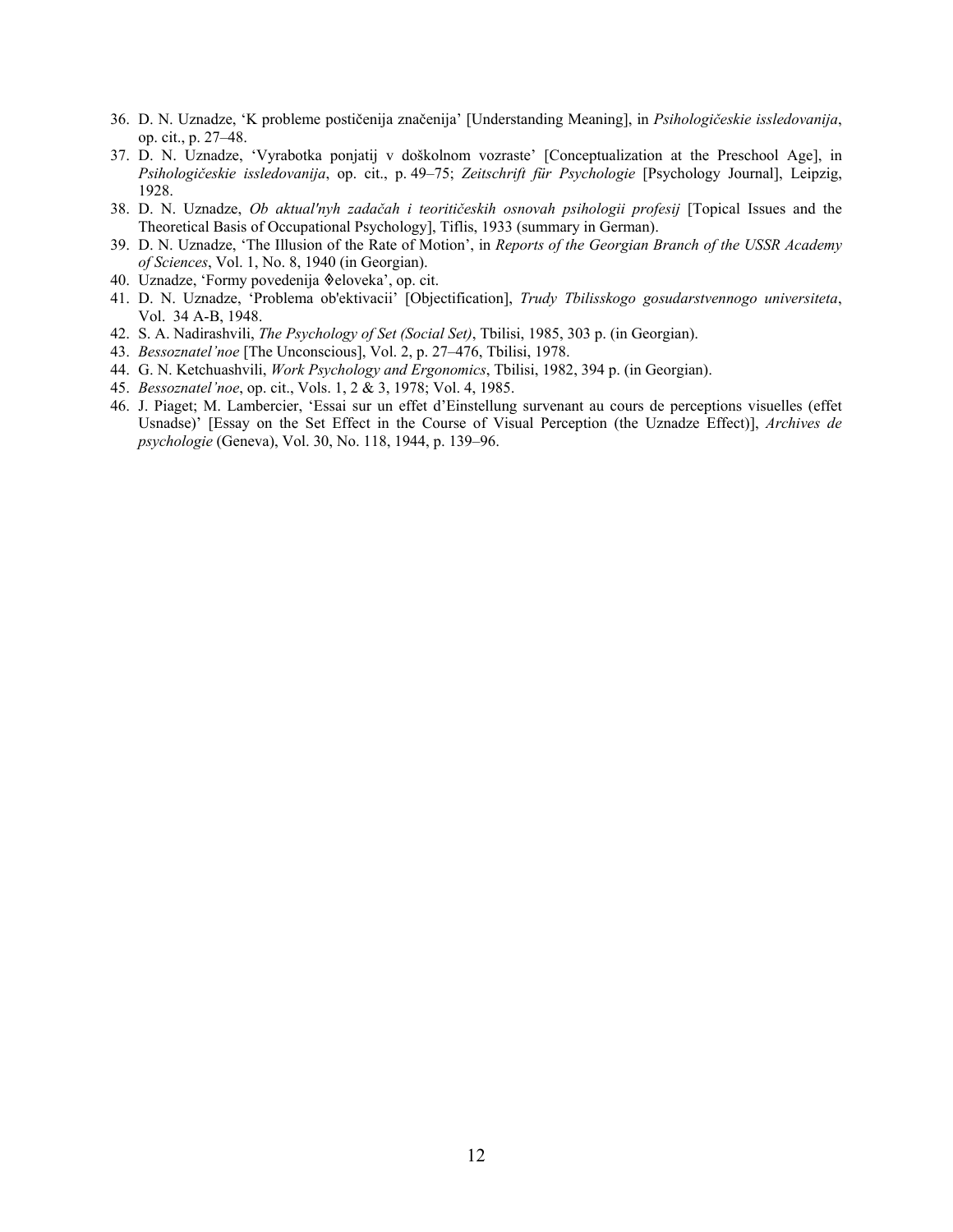36. D. N. Uznadze, 'K probleme postičenija značenija' [Understanding Meaning], in *Psihologičeskie issledovanija*, op. cit., p. 27–48.
37. D. N. Uznadze, 'Vyrabotka ponjatij v doškolnom vozraste' [Conceptualization at the Preschool Age], in *Psihologičeskie issledovanija*, op. cit., p. 49–75; *Zeitschrift für Psychologie* [Psychology Journal], Leipzig, 1928.
38. D. N. Uznadze, *Ob aktual'nyh zadačah i teoritičeskih osnovah psihologii profesij* [Topical Issues and the Theoretical Basis of Occupational Psychology], Tiflis, 1933 (summary in German).
39. D. N. Uznadze, 'The Illusion of the Rate of Motion', in *Reports of the Georgian Branch of the USSR Academy of Sciences*, Vol. 1, No. 8, 1940 (in Georgian).
40. Uznadze, 'Formy povedenija ◊eloveka', op. cit.
41. D. N. Uznadze, 'Problema ob'ektivacii' [Objectification], *Trudy Tbilisskogo gosudarstvennogo universiteta*, Vol. 34 A-B, 1948.
42. S. A. Nadirashvili, *The Psychology of Set (Social Set)*, Tbilisi, 1985, 303 p. (in Georgian).
43. *Bessoznatel'noe* [The Unconscious], Vol. 2, p. 27–476, Tbilisi, 1978.
44. G. N. Ketchuashvili, *Work Psychology and Ergonomics*, Tbilisi, 1982, 394 p. (in Georgian).
45. *Bessoznatel'noe*, op. cit., Vols. 1, 2 & 3, 1978; Vol. 4, 1985.
46. J. Piaget; M. Lambercier, 'Essai sur un effet d'Einstellung survenant au cours de perceptions visuelles (effet Usnadse)' [Essay on the Set Effect in the Course of Visual Perception (the Uznadze Effect)], *Archives de psychologie* (Geneva), Vol. 30, No. 118, 1944, p. 139–96.